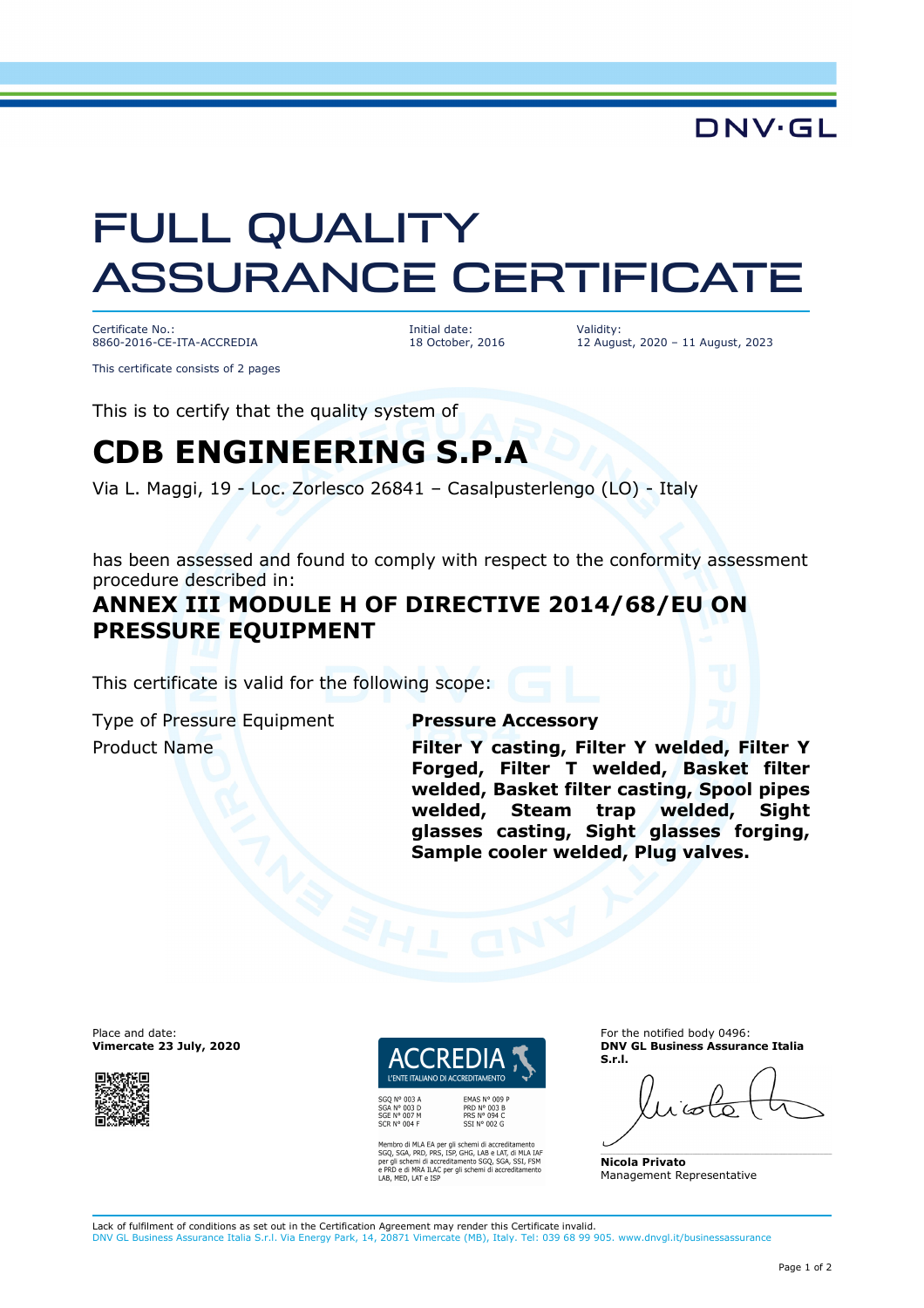DNV·GL

# FULL QUALITY ASSURANCE CERTIFICATE

Certificate No.:
8860-2016-CE-ITA-ACCREDIA

Initial date:
18 October, 2016

Validity:
12 August, 2020 – 11 August, 2023

This certificate consists of 2 pages

This is to certify that the quality system of

## CDB ENGINEERING S.P.A

Via L. Maggi, 19 - Loc. Zorlesco 26841 – Casalpusterlengo (LO) - Italy

has been assessed and found to comply with respect to the conformity assessment procedure described in:

### ANNEX III MODULE H OF DIRECTIVE 2014/68/EU ON PRESSURE EQUIPMENT

This certificate is valid for the following scope:

| | |
|---|---|
| Type of Pressure Equipment | **Pressure Accessory** |
| Product Name | **Filter Y casting, Filter Y welded, Filter Y Forged, Filter T welded, Basket filter welded, Basket filter casting, Spool pipes welded, Steam trap welded, Sight glasses casting, Sight glasses forging, Sample cooler welded, Plug valves.** |

Place and date:
**Vimercate 23 July, 2020**

ACCREDIA
L'ENTE ITALIANO DI ACCREDITAMENTO

SGQ N° 003 A
SGA N° 003 D
SGE N° 007 M
SCR N° 004 F

EMAS N° 009 P
PRD N° 003 B
PRS N° 094 C
SSI N° 002 G

Membro di MLA EA per gli schemi di accreditamento SGQ, SGA, PRD, PRS, ISP, GHG, LAB e LAT, di MLA IAF per gli schemi di accreditamento SGQ, SGA, SSI, FSM e PRD e di MRA ILAC per gli schemi di accreditamento LAB, MED, LAT e ISP

For the notified body 0496:
**DNV GL Business Assurance Italia S.r.l.**

**Nicola Privato**
Management Representative

Lack of fulfilment of conditions as set out in the Certification Agreement may render this Certificate invalid.
DNV GL Business Assurance Italia S.r.l. Via Energy Park, 14, 20871 Vimercate (MB), Italy. Tel: 039 68 99 905. www.dnvgl.it/businessassurance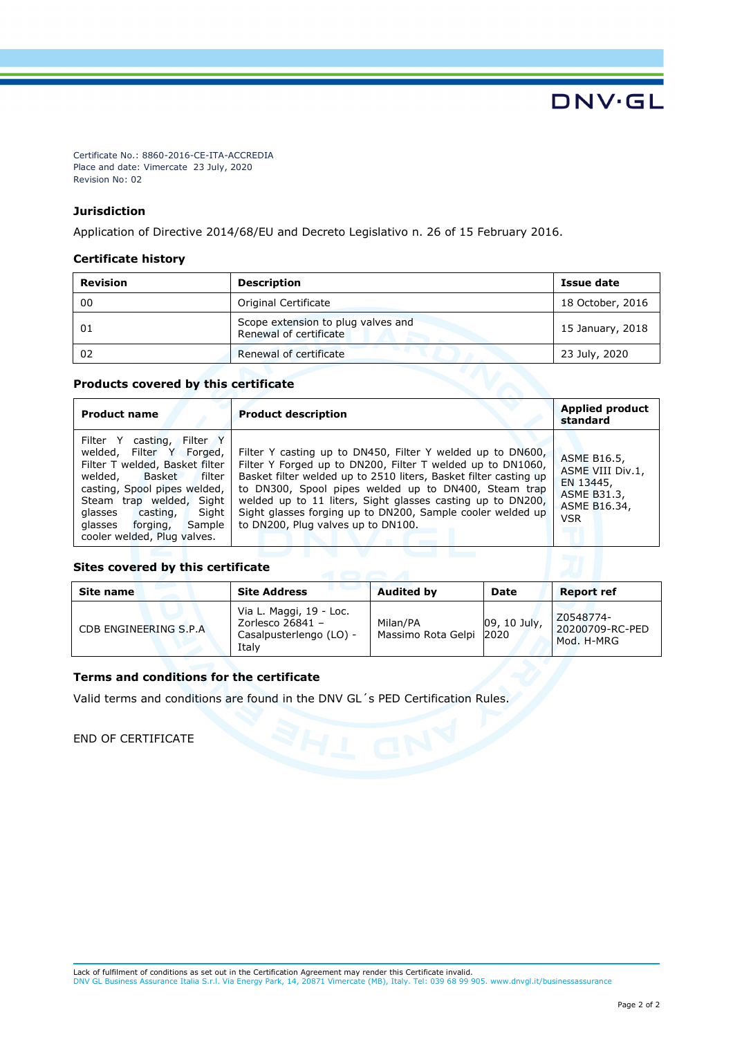Certificate No.: 8860-2016-CE-ITA-ACCREDIA
Place and date: Vimercate 23 July, 2020
Revision No: 02

## Jurisdiction

Application of Directive 2014/68/EU and Decreto Legislativo n. 26 of 15 February 2016.

## Certificate history

| Revision | Description | Issue date |
|---|---|---|
| 00 | Original Certificate | 18 October, 2016 |
| 01 | Scope extension to plug valves and Renewal of certificate | 15 January, 2018 |
| 02 | Renewal of certificate | 23 July, 2020 |

## Products covered by this certificate

| Product name | Product description | Applied product standard |
|---|---|---|
| Filter Y casting, Filter Y welded, Filter Y Forged, Filter T welded, Basket filter welded, Basket filter casting, Spool pipes welded, Steam trap welded, Sight glasses casting, Sight glasses forging, Sample cooler welded, Plug valves. | Filter Y casting up to DN450, Filter Y welded up to DN600, Filter Y Forged up to DN200, Filter T welded up to DN1060, Basket filter welded up to 2510 liters, Basket filter casting up to DN300, Spool pipes welded up to DN400, Steam trap welded up to 11 liters, Sight glasses casting up to DN200, Sight glasses forging up to DN200, Sample cooler welded up to DN200, Plug valves up to DN100. | ASME B16.5, ASME VIII Div.1, EN 13445, ASME B31.3, ASME B16.34, VSR |

## Sites covered by this certificate

| Site name | Site Address | Audited by | Date | Report ref |
|---|---|---|---|---|
| CDB ENGINEERING S.P.A | Via L. Maggi, 19 - Loc. Zorlesco 26841 – Casalpusterlengo (LO) - Italy | Milan/PA Massimo Rota Gelpi | 09, 10 July, 2020 | Z0548774-20200709-RC-PED Mod. H-MRG |

## Terms and conditions for the certificate

Valid terms and conditions are found in the DNV GL´s PED Certification Rules.

END OF CERTIFICATE

Lack of fulfilment of conditions as set out in the Certification Agreement may render this Certificate invalid.
DNV GL Business Assurance Italia S.r.l. Via Energy Park, 14, 20871 Vimercate (MB), Italy. Tel: 039 68 99 905. www.dnvgl.it/businessassurance